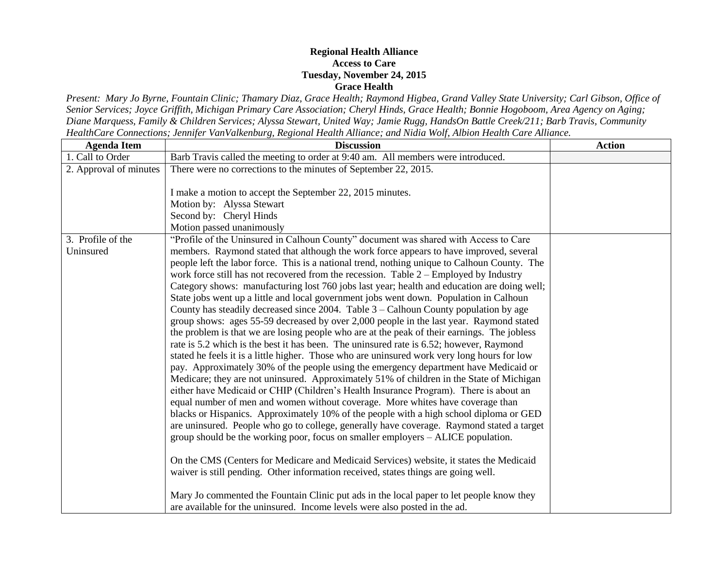**Regional Health Alliance**
**Access to Care**
**Tuesday, November 24, 2015**
**Grace Health**

*Present: Mary Jo Byrne, Fountain Clinic; Thamary Diaz, Grace Health; Raymond Higbea, Grand Valley State University; Carl Gibson, Office of Senior Services; Joyce Griffith, Michigan Primary Care Association; Cheryl Hinds, Grace Health; Bonnie Hogoboom, Area Agency on Aging; Diane Marquess, Family & Children Services; Alyssa Stewart, United Way; Jamie Rugg, HandsOn Battle Creek/211; Barb Travis, Community HealthCare Connections; Jennifer VanValkenburg, Regional Health Alliance; and Nidia Wolf, Albion Health Care Alliance.*

| Agenda Item | Discussion | Action |
|---|---|---|
| 1. Call to Order | Barb Travis called the meeting to order at 9:40 am. All members were introduced. | |
| 2. Approval of minutes | There were no corrections to the minutes of September 22, 2015.<br><br>I make a motion to accept the September 22, 2015 minutes.<br>Motion by: Alyssa Stewart<br>Second by: Cheryl Hinds<br>Motion passed unanimously | |
| 3. Profile of the Uninsured | "Profile of the Uninsured in Calhoun County" document was shared with Access to Care members. Raymond stated that although the work force appears to have improved, several people left the labor force. This is a national trend, nothing unique to Calhoun County. The work force still has not recovered from the recession. Table 2 – Employed by Industry Category shows: manufacturing lost 760 jobs last year; health and education are doing well; State jobs went up a little and local government jobs went down. Population in Calhoun County has steadily decreased since 2004. Table 3 – Calhoun County population by age group shows: ages 55-59 decreased by over 2,000 people in the last year. Raymond stated the problem is that we are losing people who are at the peak of their earnings. The jobless rate is 5.2 which is the best it has been. The uninsured rate is 6.52; however, Raymond stated he feels it is a little higher. Those who are uninsured work very long hours for low pay. Approximately 30% of the people using the emergency department have Medicaid or Medicare; they are not uninsured. Approximately 51% of children in the State of Michigan either have Medicaid or CHIP (Children's Health Insurance Program). There is about an equal number of men and women without coverage. More whites have coverage than blacks or Hispanics. Approximately 10% of the people with a high school diploma or GED are uninsured. People who go to college, generally have coverage. Raymond stated a target group should be the working poor, focus on smaller employers – ALICE population.<br><br>On the CMS (Centers for Medicare and Medicaid Services) website, it states the Medicaid waiver is still pending. Other information received, states things are going well.<br><br>Mary Jo commented the Fountain Clinic put ads in the local paper to let people know they are available for the uninsured. Income levels were also posted in the ad. | |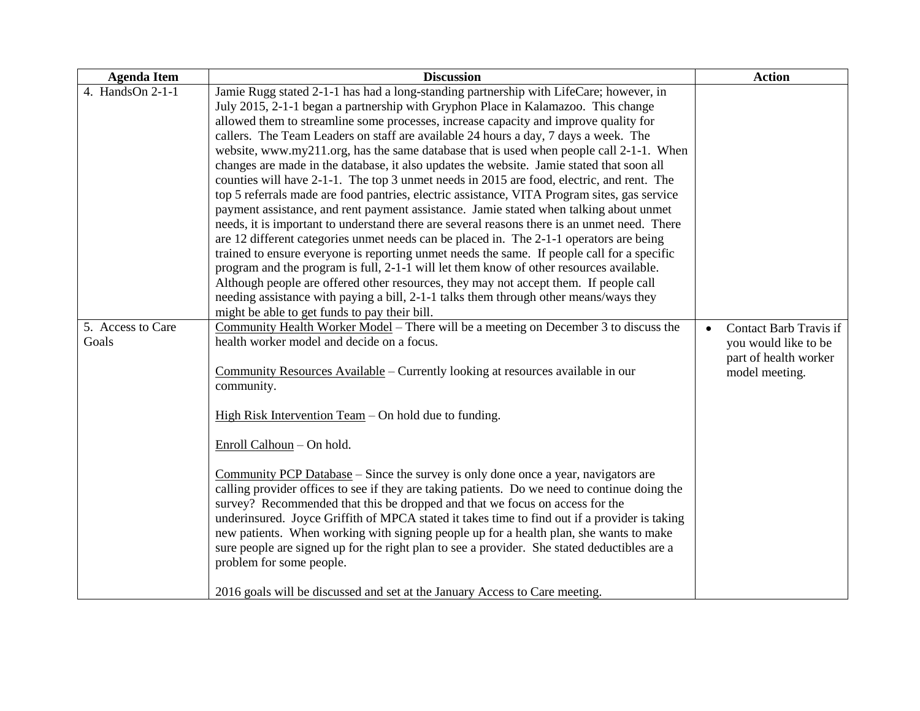| Agenda Item | Discussion | Action |
|---|---|---|
| 4. HandsOn 2-1-1 | Jamie Rugg stated 2-1-1 has had a long-standing partnership with LifeCare; however, in July 2015, 2-1-1 began a partnership with Gryphon Place in Kalamazoo. This change allowed them to streamline some processes, increase capacity and improve quality for callers. The Team Leaders on staff are available 24 hours a day, 7 days a week. The website, www.my211.org, has the same database that is used when people call 2-1-1. When changes are made in the database, it also updates the website. Jamie stated that soon all counties will have 2-1-1. The top 3 unmet needs in 2015 are food, electric, and rent. The top 5 referrals made are food pantries, electric assistance, VITA Program sites, gas service payment assistance, and rent payment assistance. Jamie stated when talking about unmet needs, it is important to understand there are several reasons there is an unmet need. There are 12 different categories unmet needs can be placed in. The 2-1-1 operators are being trained to ensure everyone is reporting unmet needs the same. If people call for a specific program and the program is full, 2-1-1 will let them know of other resources available. Although people are offered other resources, they may not accept them. If people call needing assistance with paying a bill, 2-1-1 talks them through other means/ways they might be able to get funds to pay their bill. | |
| 5. Access to Care Goals | <u>Community Health Worker Model</u> – There will be a meeting on December 3 to discuss the health worker model and decide on a focus.<br><br><u>Community Resources Available</u> – Currently looking at resources available in our community.<br><br><u>High Risk Intervention Team</u> – On hold due to funding.<br><br><u>Enroll Calhoun</u> – On hold.<br><br><u>Community PCP Database</u> – Since the survey is only done once a year, navigators are calling provider offices to see if they are taking patients. Do we need to continue doing the survey? Recommended that this be dropped and that we focus on access for the underinsured. Joyce Griffith of MPCA stated it takes time to find out if a provider is taking new patients. When working with signing people up for a health plan, she wants to make sure people are signed up for the right plan to see a provider. She stated deductibles are a problem for some people.<br><br>2016 goals will be discussed and set at the January Access to Care meeting. | • Contact Barb Travis if you would like to be part of health worker model meeting. |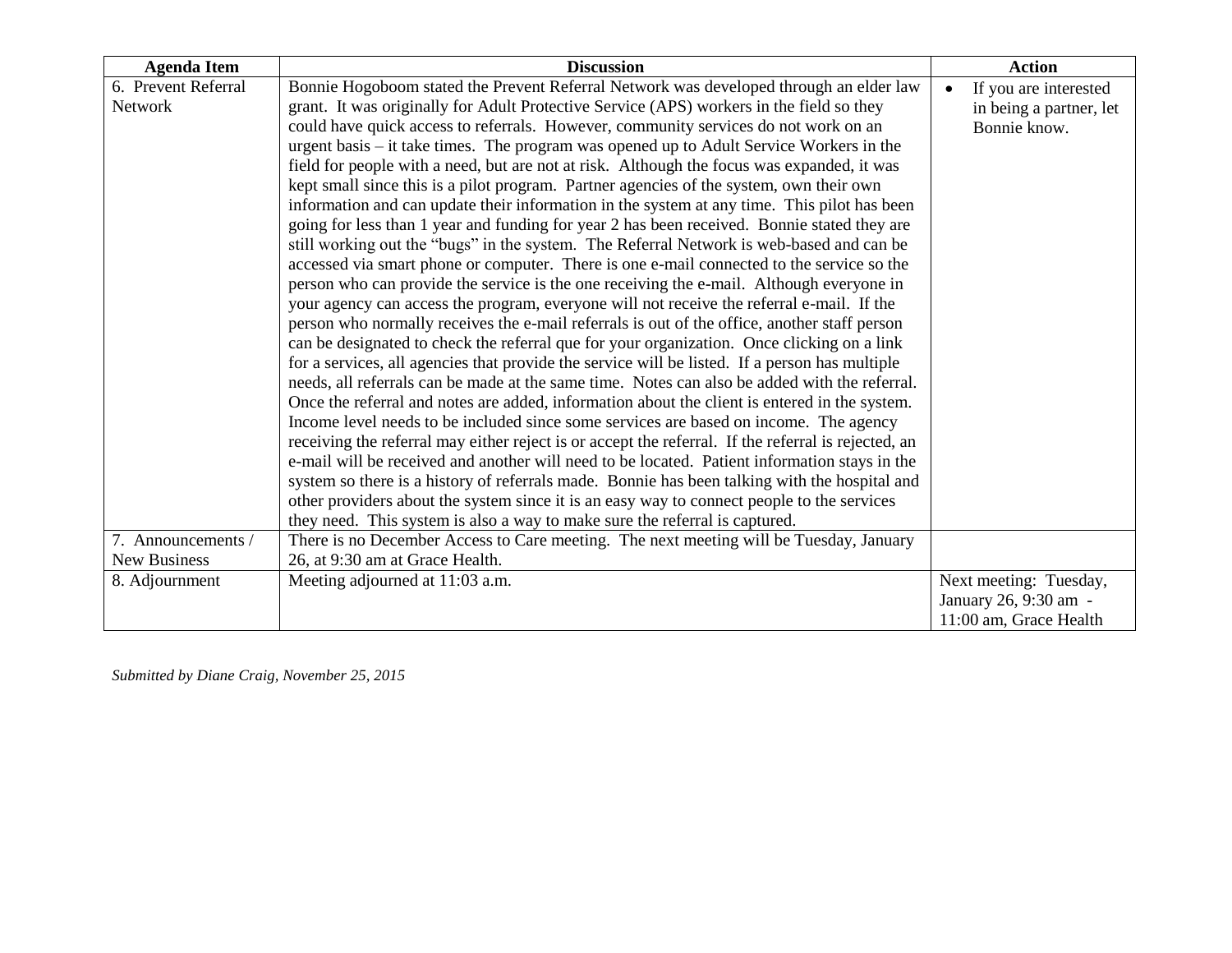| Agenda Item | Discussion | Action |
|---|---|---|
| 6. Prevent Referral Network | Bonnie Hogoboom stated the Prevent Referral Network was developed through an elder law grant. It was originally for Adult Protective Service (APS) workers in the field so they could have quick access to referrals. However, community services do not work on an urgent basis – it take times. The program was opened up to Adult Service Workers in the field for people with a need, but are not at risk. Although the focus was expanded, it was kept small since this is a pilot program. Partner agencies of the system, own their own information and can update their information in the system at any time. This pilot has been going for less than 1 year and funding for year 2 has been received. Bonnie stated they are still working out the "bugs" in the system. The Referral Network is web-based and can be accessed via smart phone or computer. There is one e-mail connected to the service so the person who can provide the service is the one receiving the e-mail. Although everyone in your agency can access the program, everyone will not receive the referral e-mail. If the person who normally receives the e-mail referrals is out of the office, another staff person can be designated to check the referral que for your organization. Once clicking on a link for a services, all agencies that provide the service will be listed. If a person has multiple needs, all referrals can be made at the same time. Notes can also be added with the referral. Once the referral and notes are added, information about the client is entered in the system. Income level needs to be included since some services are based on income. The agency receiving the referral may either reject is or accept the referral. If the referral is rejected, an e-mail will be received and another will need to be located. Patient information stays in the system so there is a history of referrals made. Bonnie has been talking with the hospital and other providers about the system since it is an easy way to connect people to the services they need. This system is also a way to make sure the referral is captured. | • If you are interested in being a partner, let Bonnie know. |
| 7. Announcements / New Business | There is no December Access to Care meeting. The next meeting will be Tuesday, January 26, at 9:30 am at Grace Health. | |
| 8. Adjournment | Meeting adjourned at 11:03 a.m. | Next meeting: Tuesday, January 26, 9:30 am - 11:00 am, Grace Health |

*Submitted by Diane Craig, November 25, 2015*